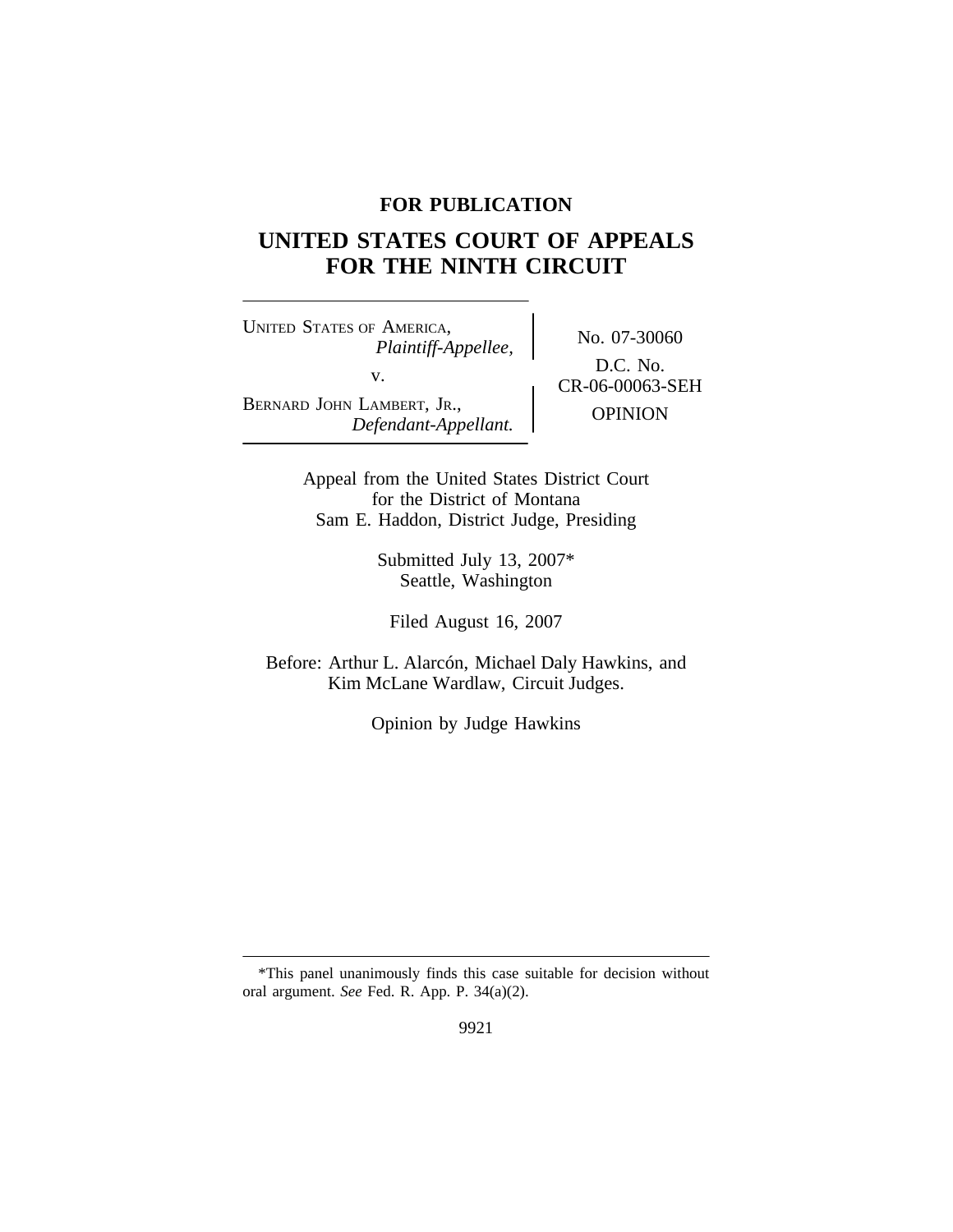**FOR PUBLICATION**

# UNITED STATES COURT OF APPEALS FOR THE NINTH CIRCUIT

UNITED STATES OF AMERICA,
*Plaintiff-Appellee,*

v.

BERNARD JOHN LAMBERT, JR.,
*Defendant-Appellant.*

No. 07-30060

D.C. No. CR-06-00063-SEH

OPINION

Appeal from the United States District Court
for the District of Montana
Sam E. Haddon, District Judge, Presiding

Submitted July 13, 2007*
Seattle, Washington

Filed August 16, 2007

Before: Arthur L. Alarcón, Michael Daly Hawkins, and
Kim McLane Wardlaw, Circuit Judges.

Opinion by Judge Hawkins

---

*This panel unanimously finds this case suitable for decision without oral argument. *See* Fed. R. App. P. 34(a)(2).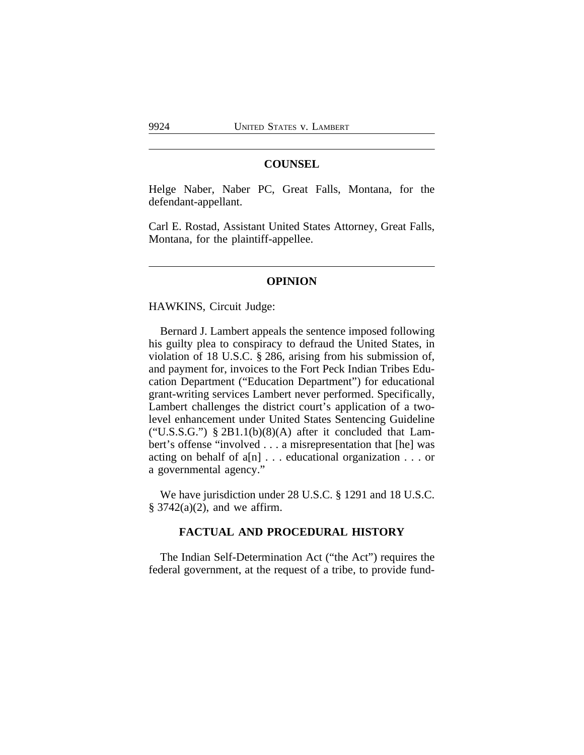## COUNSEL

Helge Naber, Naber PC, Great Falls, Montana, for the defendant-appellant.

Carl E. Rostad, Assistant United States Attorney, Great Falls, Montana, for the plaintiff-appellee.

## OPINION

HAWKINS, Circuit Judge:

Bernard J. Lambert appeals the sentence imposed following his guilty plea to conspiracy to defraud the United States, in violation of 18 U.S.C. § 286, arising from his submission of, and payment for, invoices to the Fort Peck Indian Tribes Education Department ("Education Department") for educational grant-writing services Lambert never performed. Specifically, Lambert challenges the district court's application of a two-level enhancement under United States Sentencing Guideline ("U.S.S.G.") § 2B1.1(b)(8)(A) after it concluded that Lambert's offense "involved . . . a misrepresentation that [he] was acting on behalf of a[n] . . . educational organization . . . or a governmental agency."

We have jurisdiction under 28 U.S.C. § 1291 and 18 U.S.C. § 3742(a)(2), and we affirm.

### FACTUAL AND PROCEDURAL HISTORY

The Indian Self-Determination Act ("the Act") requires the federal government, at the request of a tribe, to provide fund-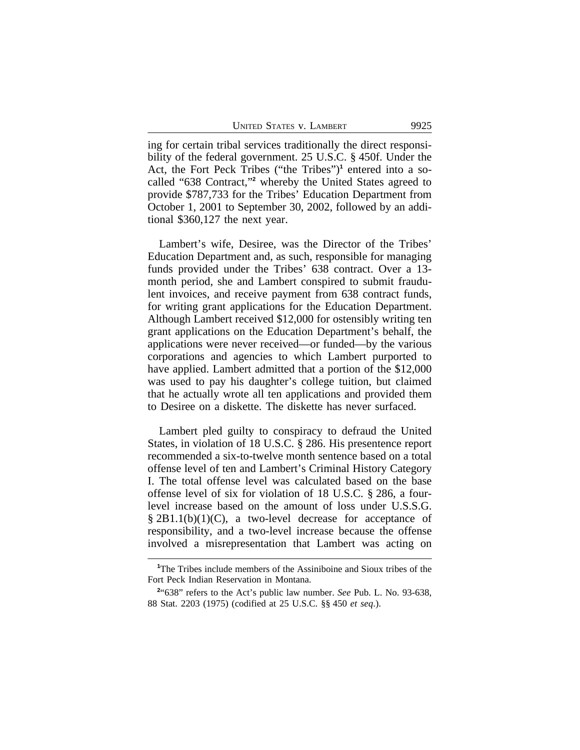ing for certain tribal services traditionally the direct responsibility of the federal government. 25 U.S.C. § 450f. Under the Act, the Fort Peck Tribes ("the Tribes")[1] entered into a so-called "638 Contract,"[2] whereby the United States agreed to provide $787,733 for the Tribes' Education Department from October 1, 2001 to September 30, 2002, followed by an additional $360,127 the next year.

Lambert's wife, Desiree, was the Director of the Tribes' Education Department and, as such, responsible for managing funds provided under the Tribes' 638 contract. Over a 13-month period, she and Lambert conspired to submit fraudulent invoices, and receive payment from 638 contract funds, for writing grant applications for the Education Department. Although Lambert received $12,000 for ostensibly writing ten grant applications on the Education Department's behalf, the applications were never received—or funded—by the various corporations and agencies to which Lambert purported to have applied. Lambert admitted that a portion of the $12,000 was used to pay his daughter's college tuition, but claimed that he actually wrote all ten applications and provided them to Desiree on a diskette. The diskette has never surfaced.

Lambert pled guilty to conspiracy to defraud the United States, in violation of 18 U.S.C. § 286. His presentence report recommended a six-to-twelve month sentence based on a total offense level of ten and Lambert's Criminal History Category I. The total offense level was calculated based on the base offense level of six for violation of 18 U.S.C. § 286, a four-level increase based on the amount of loss under U.S.S.G. § 2B1.1(b)(1)(C), a two-level decrease for acceptance of responsibility, and a two-level increase because the offense involved a misrepresentation that Lambert was acting on

[1]The Tribes include members of the Assiniboine and Sioux tribes of the Fort Peck Indian Reservation in Montana.

[2]"638" refers to the Act's public law number. *See* Pub. L. No. 93-638, 88 Stat. 2203 (1975) (codified at 25 U.S.C. §§ 450 *et seq*.).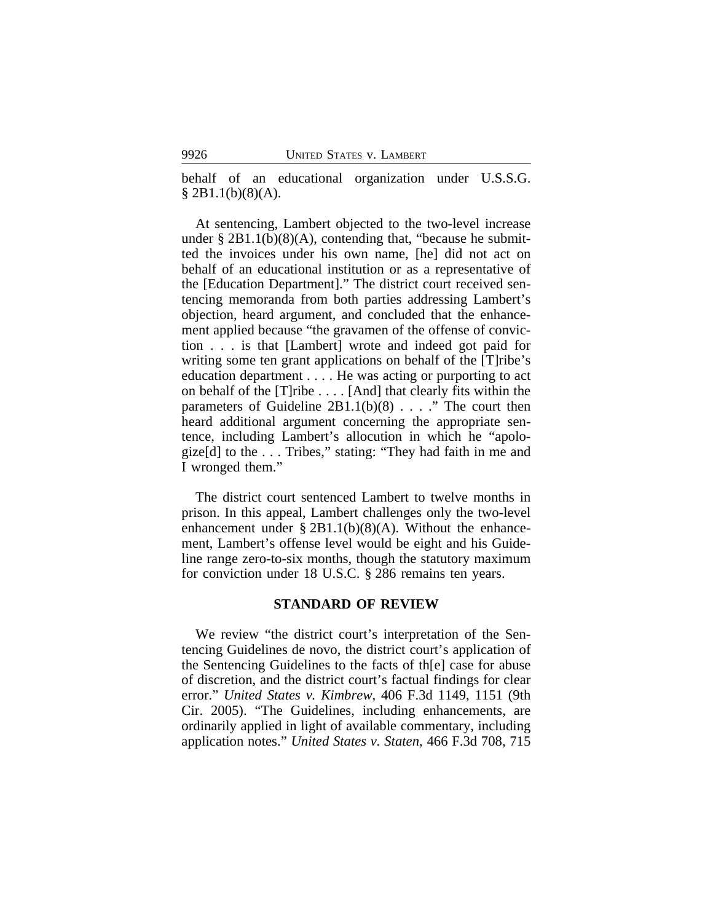behalf of an educational organization under U.S.S.G. § 2B1.1(b)(8)(A).

At sentencing, Lambert objected to the two-level increase under § 2B1.1(b)(8)(A), contending that, "because he submitted the invoices under his own name, [he] did not act on behalf of an educational institution or as a representative of the [Education Department]." The district court received sentencing memoranda from both parties addressing Lambert's objection, heard argument, and concluded that the enhancement applied because "the gravamen of the offense of conviction . . . is that [Lambert] wrote and indeed got paid for writing some ten grant applications on behalf of the [T]ribe's education department . . . . He was acting or purporting to act on behalf of the [T]ribe . . . . [And] that clearly fits within the parameters of Guideline 2B1.1(b)(8) . . . ." The court then heard additional argument concerning the appropriate sentence, including Lambert's allocution in which he "apologize[d] to the . . . Tribes," stating: "They had faith in me and I wronged them."

The district court sentenced Lambert to twelve months in prison. In this appeal, Lambert challenges only the two-level enhancement under § 2B1.1(b)(8)(A). Without the enhancement, Lambert's offense level would be eight and his Guideline range zero-to-six months, though the statutory maximum for conviction under 18 U.S.C. § 286 remains ten years.

## STANDARD OF REVIEW

We review "the district court's interpretation of the Sentencing Guidelines de novo, the district court's application of the Sentencing Guidelines to the facts of th[e] case for abuse of discretion, and the district court's factual findings for clear error." *United States v. Kimbrew*, 406 F.3d 1149, 1151 (9th Cir. 2005). "The Guidelines, including enhancements, are ordinarily applied in light of available commentary, including application notes." *United States v. Staten*, 466 F.3d 708, 715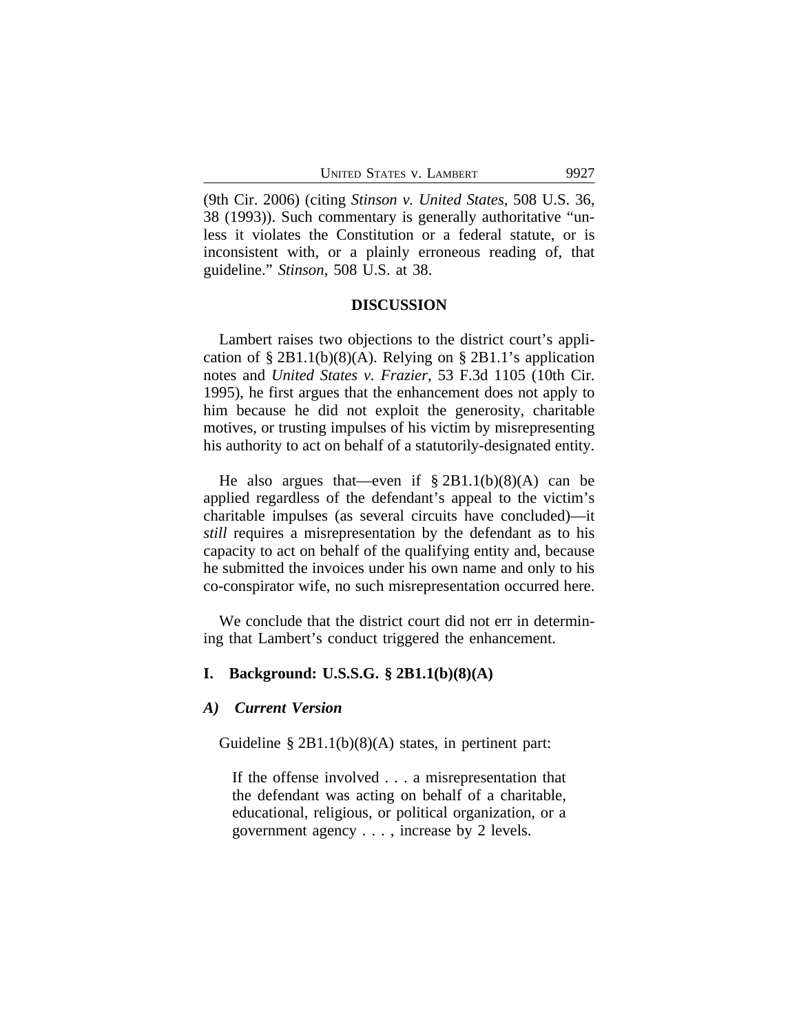(9th Cir. 2006) (citing *Stinson v. United States*, 508 U.S. 36, 38 (1993)). Such commentary is generally authoritative "unless it violates the Constitution or a federal statute, or is inconsistent with, or a plainly erroneous reading of, that guideline." *Stinson*, 508 U.S. at 38.

## DISCUSSION

Lambert raises two objections to the district court's application of § 2B1.1(b)(8)(A). Relying on § 2B1.1's application notes and *United States v. Frazier*, 53 F.3d 1105 (10th Cir. 1995), he first argues that the enhancement does not apply to him because he did not exploit the generosity, charitable motives, or trusting impulses of his victim by misrepresenting his authority to act on behalf of a statutorily-designated entity.

He also argues that—even if § 2B1.1(b)(8)(A) can be applied regardless of the defendant's appeal to the victim's charitable impulses (as several circuits have concluded)—it *still* requires a misrepresentation by the defendant as to his capacity to act on behalf of the qualifying entity and, because he submitted the invoices under his own name and only to his co-conspirator wife, no such misrepresentation occurred here.

We conclude that the district court did not err in determining that Lambert's conduct triggered the enhancement.

### I. Background: U.S.S.G. § 2B1.1(b)(8)(A)

#### *A) Current Version*

Guideline § 2B1.1(b)(8)(A) states, in pertinent part:

> If the offense involved . . . a misrepresentation that the defendant was acting on behalf of a charitable, educational, religious, or political organization, or a government agency . . . , increase by 2 levels.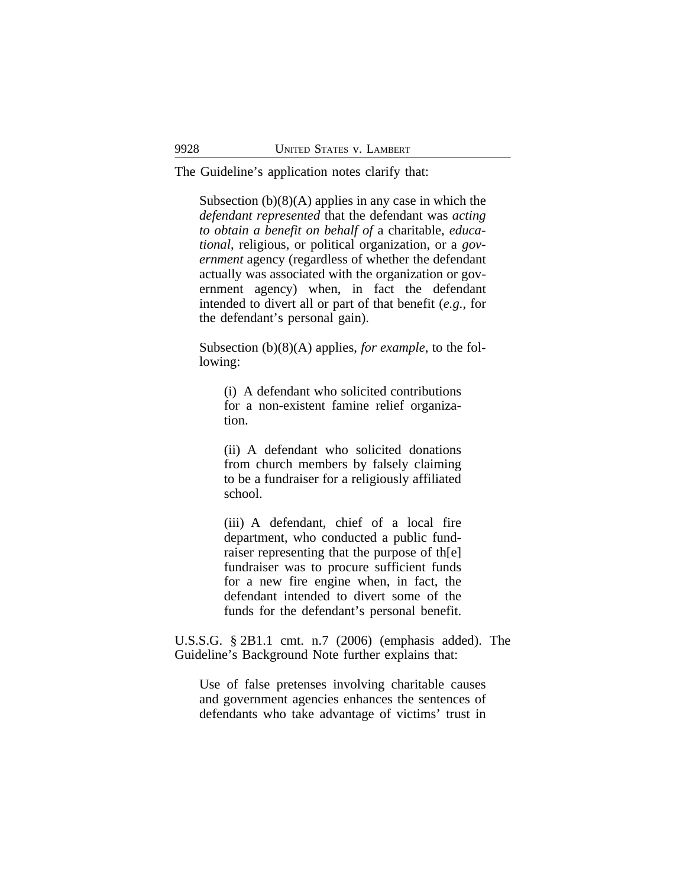The Guideline's application notes clarify that:

> Subsection (b)(8)(A) applies in any case in which the *defendant represented* that the defendant was *acting to obtain a benefit on behalf of* a charitable, *educational*, religious, or political organization, or a *government* agency (regardless of whether the defendant actually was associated with the organization or government agency) when, in fact the defendant intended to divert all or part of that benefit (*e.g.*, for the defendant's personal gain).
>
> Subsection (b)(8)(A) applies, *for example*, to the following:
>
> > (i) A defendant who solicited contributions for a non-existent famine relief organization.
> >
> > (ii) A defendant who solicited donations from church members by falsely claiming to be a fundraiser for a religiously affiliated school.
> >
> > (iii) A defendant, chief of a local fire department, who conducted a public fundraiser representing that the purpose of th[e] fundraiser was to procure sufficient funds for a new fire engine when, in fact, the defendant intended to divert some of the funds for the defendant's personal benefit.

U.S.S.G. § 2B1.1 cmt. n.7 (2006) (emphasis added). The Guideline's Background Note further explains that:

> Use of false pretenses involving charitable causes and government agencies enhances the sentences of defendants who take advantage of victims' trust in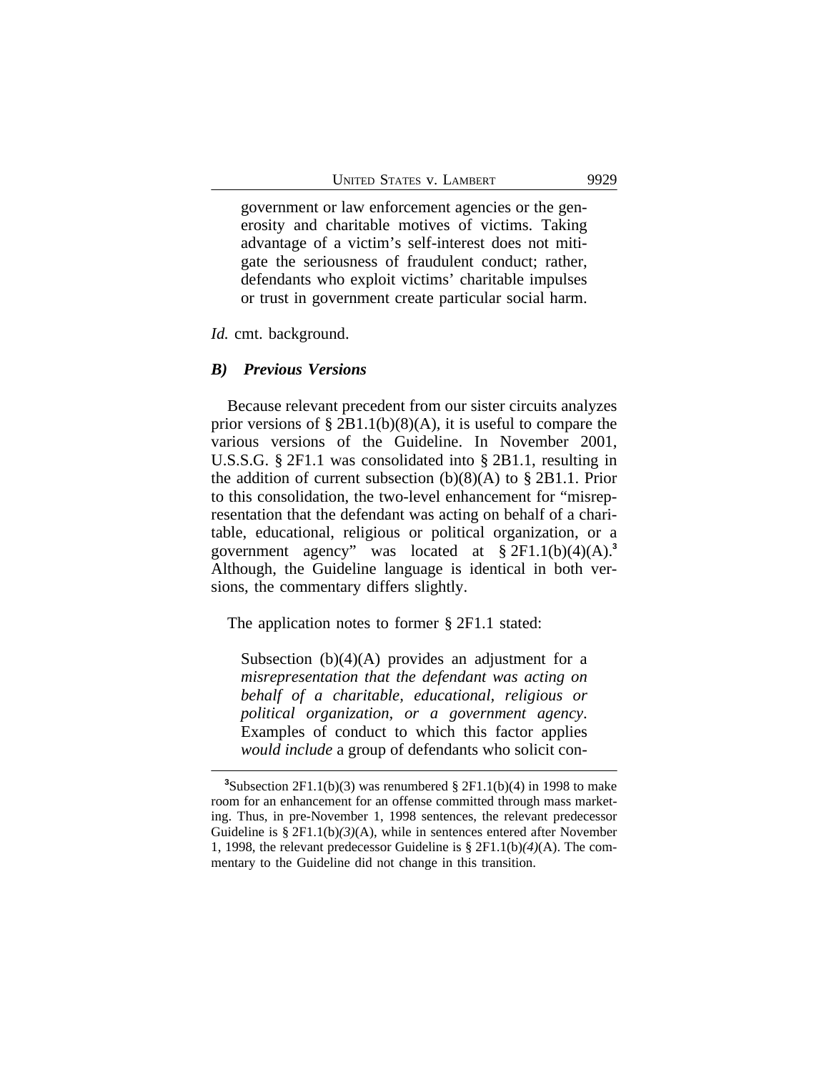> government or law enforcement agencies or the generosity and charitable motives of victims. Taking advantage of a victim's self-interest does not mitigate the seriousness of fraudulent conduct; rather, defendants who exploit victims' charitable impulses or trust in government create particular social harm.

*Id.* cmt. background.

### *B) Previous Versions*

Because relevant precedent from our sister circuits analyzes prior versions of § 2B1.1(b)(8)(A), it is useful to compare the various versions of the Guideline. In November 2001, U.S.S.G. § 2F1.1 was consolidated into § 2B1.1, resulting in the addition of current subsection (b)(8)(A) to § 2B1.1. Prior to this consolidation, the two-level enhancement for "misrepresentation that the defendant was acting on behalf of a charitable, educational, religious or political organization, or a government agency" was located at § 2F1.1(b)(4)(A).[3] Although, the Guideline language is identical in both versions, the commentary differs slightly.

The application notes to former § 2F1.1 stated:

> Subsection (b)(4)(A) provides an adjustment for a *misrepresentation that the defendant was acting on behalf of a charitable, educational, religious or political organization, or a government agency*. Examples of conduct to which this factor applies *would include* a group of defendants who solicit con-

[3]Subsection 2F1.1(b)(3) was renumbered § 2F1.1(b)(4) in 1998 to make room for an enhancement for an offense committed through mass marketing. Thus, in pre-November 1, 1998 sentences, the relevant predecessor Guideline is § 2F1.1(b)*(3)*(A), while in sentences entered after November 1, 1998, the relevant predecessor Guideline is § 2F1.1(b)*(4)*(A). The commentary to the Guideline did not change in this transition.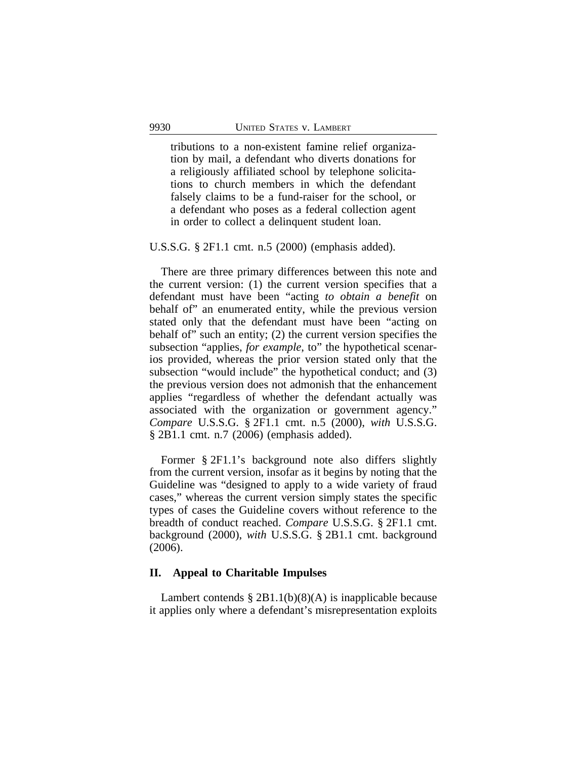> tributions to a non-existent famine relief organization by mail, a defendant who diverts donations for a religiously affiliated school by telephone solicitations to church members in which the defendant falsely claims to be a fund-raiser for the school, or a defendant who poses as a federal collection agent in order to collect a delinquent student loan.

U.S.S.G. § 2F1.1 cmt. n.5 (2000) (emphasis added).

There are three primary differences between this note and the current version: (1) the current version specifies that a defendant must have been "acting *to obtain a benefit* on behalf of" an enumerated entity, while the previous version stated only that the defendant must have been "acting on behalf of" such an entity; (2) the current version specifies the subsection "applies, *for example*, to" the hypothetical scenarios provided, whereas the prior version stated only that the subsection "would include" the hypothetical conduct; and (3) the previous version does not admonish that the enhancement applies "regardless of whether the defendant actually was associated with the organization or government agency." *Compare* U.S.S.G. § 2F1.1 cmt. n.5 (2000), *with* U.S.S.G. § 2B1.1 cmt. n.7 (2006) (emphasis added).

Former § 2F1.1's background note also differs slightly from the current version, insofar as it begins by noting that the Guideline was "designed to apply to a wide variety of fraud cases," whereas the current version simply states the specific types of cases the Guideline covers without reference to the breadth of conduct reached. *Compare* U.S.S.G. § 2F1.1 cmt. background (2000), *with* U.S.S.G. § 2B1.1 cmt. background (2006).

## II. Appeal to Charitable Impulses

Lambert contends § 2B1.1(b)(8)(A) is inapplicable because it applies only where a defendant's misrepresentation exploits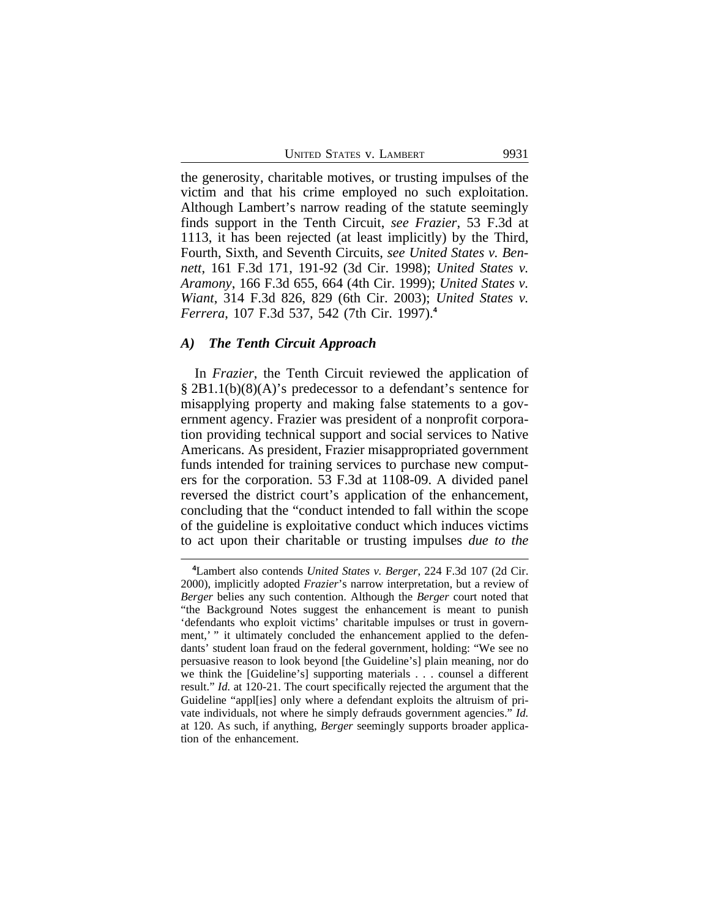the generosity, charitable motives, or trusting impulses of the victim and that his crime employed no such exploitation. Although Lambert's narrow reading of the statute seemingly finds support in the Tenth Circuit, *see Frazier*, 53 F.3d at 1113, it has been rejected (at least implicitly) by the Third, Fourth, Sixth, and Seventh Circuits, *see United States v. Bennett*, 161 F.3d 171, 191-92 (3d Cir. 1998); *United States v. Aramony*, 166 F.3d 655, 664 (4th Cir. 1999); *United States v. Wiant*, 314 F.3d 826, 829 (6th Cir. 2003); *United States v. Ferrera*, 107 F.3d 537, 542 (7th Cir. 1997).[4]

### *A) The Tenth Circuit Approach*

In *Frazier*, the Tenth Circuit reviewed the application of § 2B1.1(b)(8)(A)'s predecessor to a defendant's sentence for misapplying property and making false statements to a government agency. Frazier was president of a nonprofit corporation providing technical support and social services to Native Americans. As president, Frazier misappropriated government funds intended for training services to purchase new computers for the corporation. 53 F.3d at 1108-09. A divided panel reversed the district court's application of the enhancement, concluding that the "conduct intended to fall within the scope of the guideline is exploitative conduct which induces victims to act upon their charitable or trusting impulses *due to the*

---

[4]Lambert also contends *United States v. Berger*, 224 F.3d 107 (2d Cir. 2000), implicitly adopted *Frazier*'s narrow interpretation, but a review of *Berger* belies any such contention. Although the *Berger* court noted that "the Background Notes suggest the enhancement is meant to punish 'defendants who exploit victims' charitable impulses or trust in government,' " it ultimately concluded the enhancement applied to the defendants' student loan fraud on the federal government, holding: "We see no persuasive reason to look beyond [the Guideline's] plain meaning, nor do we think the [Guideline's] supporting materials . . . counsel a different result." *Id.* at 120-21. The court specifically rejected the argument that the Guideline "appl[ies] only where a defendant exploits the altruism of private individuals, not where he simply defrauds government agencies." *Id.* at 120. As such, if anything, *Berger* seemingly supports broader application of the enhancement.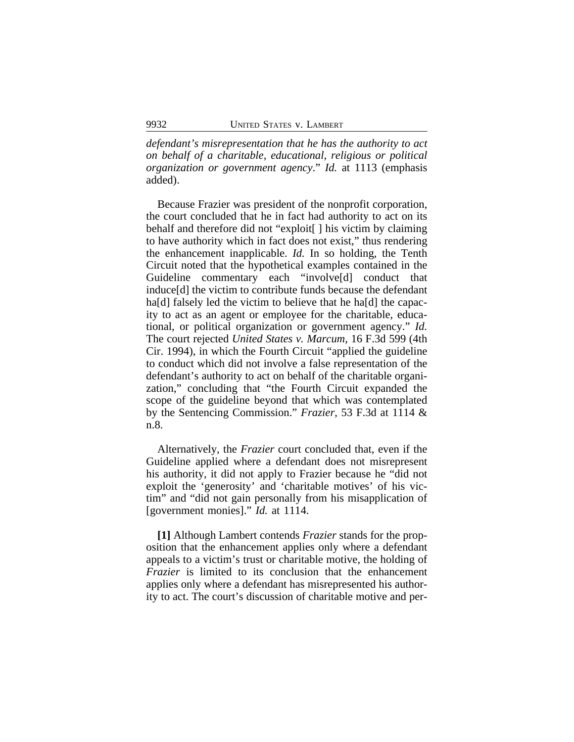*defendant's misrepresentation that he has the authority to act on behalf of a charitable, educational, religious or political organization or government agency*." *Id.* at 1113 (emphasis added).

Because Frazier was president of the nonprofit corporation, the court concluded that he in fact had authority to act on its behalf and therefore did not "exploit[ ] his victim by claiming to have authority which in fact does not exist," thus rendering the enhancement inapplicable. *Id.* In so holding, the Tenth Circuit noted that the hypothetical examples contained in the Guideline commentary each "involve[d] conduct that induce[d] the victim to contribute funds because the defendant ha[d] falsely led the victim to believe that he ha[d] the capacity to act as an agent or employee for the charitable, educational, or political organization or government agency." *Id.* The court rejected *United States v. Marcum*, 16 F.3d 599 (4th Cir. 1994), in which the Fourth Circuit "applied the guideline to conduct which did not involve a false representation of the defendant's authority to act on behalf of the charitable organization," concluding that "the Fourth Circuit expanded the scope of the guideline beyond that which was contemplated by the Sentencing Commission." *Frazier*, 53 F.3d at 1114 & n.8.

Alternatively, the *Frazier* court concluded that, even if the Guideline applied where a defendant does not misrepresent his authority, it did not apply to Frazier because he "did not exploit the 'generosity' and 'charitable motives' of his victim" and "did not gain personally from his misapplication of [government monies]." *Id.* at 1114.

**[1]** Although Lambert contends *Frazier* stands for the proposition that the enhancement applies only where a defendant appeals to a victim's trust or charitable motive, the holding of *Frazier* is limited to its conclusion that the enhancement applies only where a defendant has misrepresented his authority to act. The court's discussion of charitable motive and per-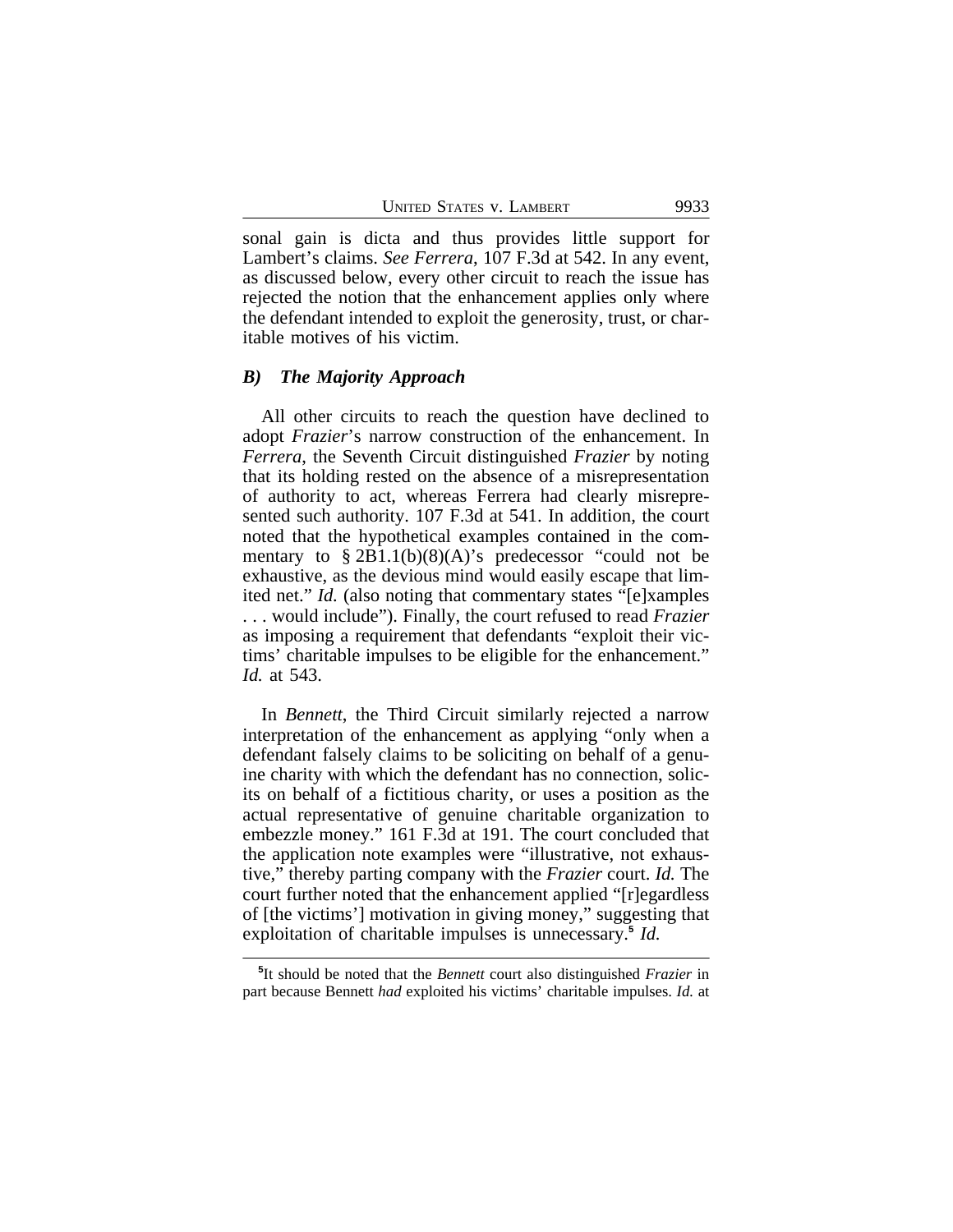sonal gain is dicta and thus provides little support for Lambert's claims. *See Ferrera*, 107 F.3d at 542. In any event, as discussed below, every other circuit to reach the issue has rejected the notion that the enhancement applies only where the defendant intended to exploit the generosity, trust, or charitable motives of his victim.

### *B) The Majority Approach*

All other circuits to reach the question have declined to adopt *Frazier*'s narrow construction of the enhancement. In *Ferrera*, the Seventh Circuit distinguished *Frazier* by noting that its holding rested on the absence of a misrepresentation of authority to act, whereas Ferrera had clearly misrepresented such authority. 107 F.3d at 541. In addition, the court noted that the hypothetical examples contained in the commentary to § 2B1.1(b)(8)(A)'s predecessor "could not be exhaustive, as the devious mind would easily escape that limited net." *Id.* (also noting that commentary states "[e]xamples . . . would include"). Finally, the court refused to read *Frazier* as imposing a requirement that defendants "exploit their victims' charitable impulses to be eligible for the enhancement." *Id.* at 543.

In *Bennett*, the Third Circuit similarly rejected a narrow interpretation of the enhancement as applying "only when a defendant falsely claims to be soliciting on behalf of a genuine charity with which the defendant has no connection, solicits on behalf of a fictitious charity, or uses a position as the actual representative of genuine charitable organization to embezzle money." 161 F.3d at 191. The court concluded that the application note examples were "illustrative, not exhaustive," thereby parting company with the *Frazier* court. *Id.* The court further noted that the enhancement applied "[r]egardless of [the victims'] motivation in giving money," suggesting that exploitation of charitable impulses is unnecessary.[5] *Id.*

[5]It should be noted that the *Bennett* court also distinguished *Frazier* in part because Bennett *had* exploited his victims' charitable impulses. *Id.* at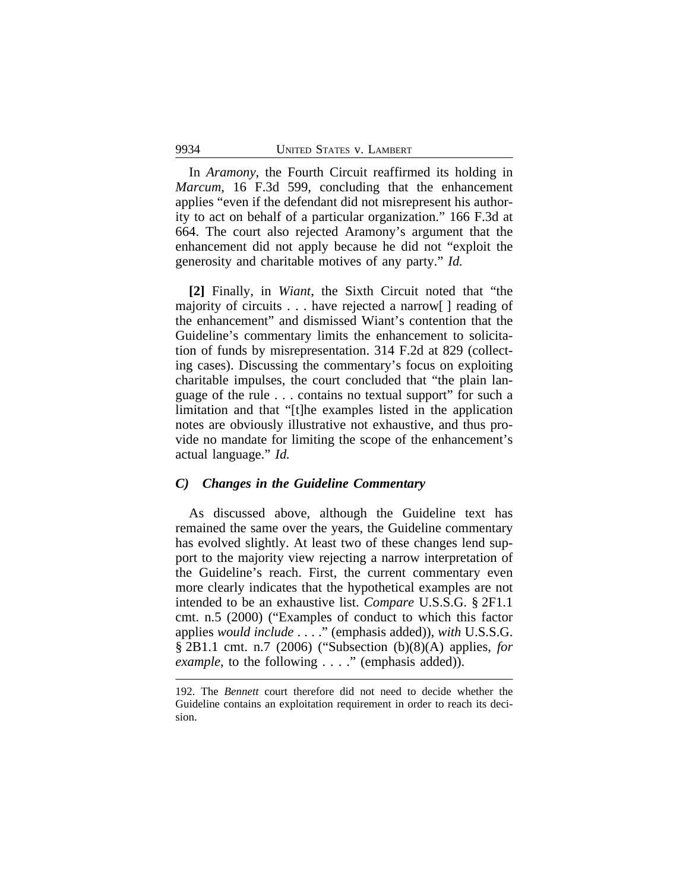In *Aramony*, the Fourth Circuit reaffirmed its holding in *Marcum*, 16 F.3d 599, concluding that the enhancement applies "even if the defendant did not misrepresent his authority to act on behalf of a particular organization." 166 F.3d at 664. The court also rejected Aramony's argument that the enhancement did not apply because he did not "exploit the generosity and charitable motives of any party." *Id.*

**[2]** Finally, in *Wiant*, the Sixth Circuit noted that "the majority of circuits . . . have rejected a narrow[ ] reading of the enhancement" and dismissed Wiant's contention that the Guideline's commentary limits the enhancement to solicitation of funds by misrepresentation. 314 F.2d at 829 (collecting cases). Discussing the commentary's focus on exploiting charitable impulses, the court concluded that "the plain language of the rule . . . contains no textual support" for such a limitation and that "[t]he examples listed in the application notes are obviously illustrative not exhaustive, and thus provide no mandate for limiting the scope of the enhancement's actual language." *Id.*

### *C) Changes in the Guideline Commentary*

As discussed above, although the Guideline text has remained the same over the years, the Guideline commentary has evolved slightly. At least two of these changes lend support to the majority view rejecting a narrow interpretation of the Guideline's reach. First, the current commentary even more clearly indicates that the hypothetical examples are not intended to be an exhaustive list. *Compare* U.S.S.G. § 2F1.1 cmt. n.5 (2000) ("Examples of conduct to which this factor applies *would include* . . . ." (emphasis added)), *with* U.S.S.G. § 2B1.1 cmt. n.7 (2006) ("Subsection (b)(8)(A) applies, *for example*, to the following . . . ." (emphasis added)).

---

192. The *Bennett* court therefore did not need to decide whether the Guideline contains an exploitation requirement in order to reach its decision.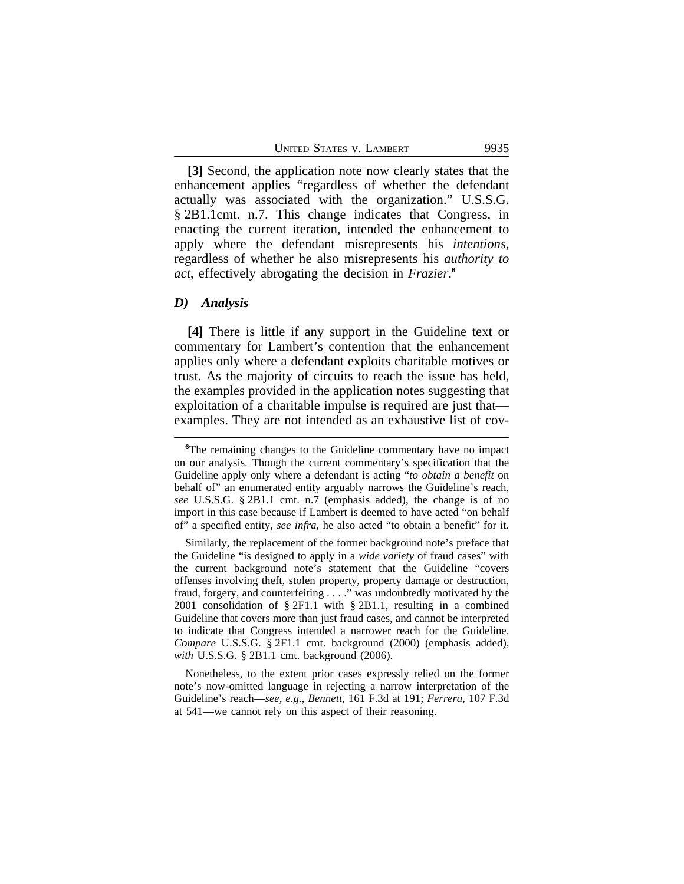**[3]** Second, the application note now clearly states that the enhancement applies "regardless of whether the defendant actually was associated with the organization." U.S.S.G. § 2B1.1cmt. n.7. This change indicates that Congress, in enacting the current iteration, intended the enhancement to apply where the defendant misrepresents his *intentions*, regardless of whether he also misrepresents his *authority to act*, effectively abrogating the decision in *Frazier*.[6]

### *D) Analysis*

**[4]** There is little if any support in the Guideline text or commentary for Lambert's contention that the enhancement applies only where a defendant exploits charitable motives or trust. As the majority of circuits to reach the issue has held, the examples provided in the application notes suggesting that exploitation of a charitable impulse is required are just that—examples. They are not intended as an exhaustive list of cov-

---

[6]The remaining changes to the Guideline commentary have no impact on our analysis. Though the current commentary's specification that the Guideline apply only where a defendant is acting "*to obtain a benefit* on behalf of" an enumerated entity arguably narrows the Guideline's reach, *see* U.S.S.G. § 2B1.1 cmt. n.7 (emphasis added), the change is of no import in this case because if Lambert is deemed to have acted "on behalf of" a specified entity, *see infra*, he also acted "to obtain a benefit" for it.

Similarly, the replacement of the former background note's preface that the Guideline "is designed to apply in a *wide variety* of fraud cases" with the current background note's statement that the Guideline "covers offenses involving theft, stolen property, property damage or destruction, fraud, forgery, and counterfeiting . . . ." was undoubtedly motivated by the 2001 consolidation of § 2F1.1 with § 2B1.1, resulting in a combined Guideline that covers more than just fraud cases, and cannot be interpreted to indicate that Congress intended a narrower reach for the Guideline. *Compare* U.S.S.G. § 2F1.1 cmt. background (2000) (emphasis added), *with* U.S.S.G. § 2B1.1 cmt. background (2006).

Nonetheless, to the extent prior cases expressly relied on the former note's now-omitted language in rejecting a narrow interpretation of the Guideline's reach—*see, e.g., Bennett*, 161 F.3d at 191; *Ferrera*, 107 F.3d at 541—we cannot rely on this aspect of their reasoning.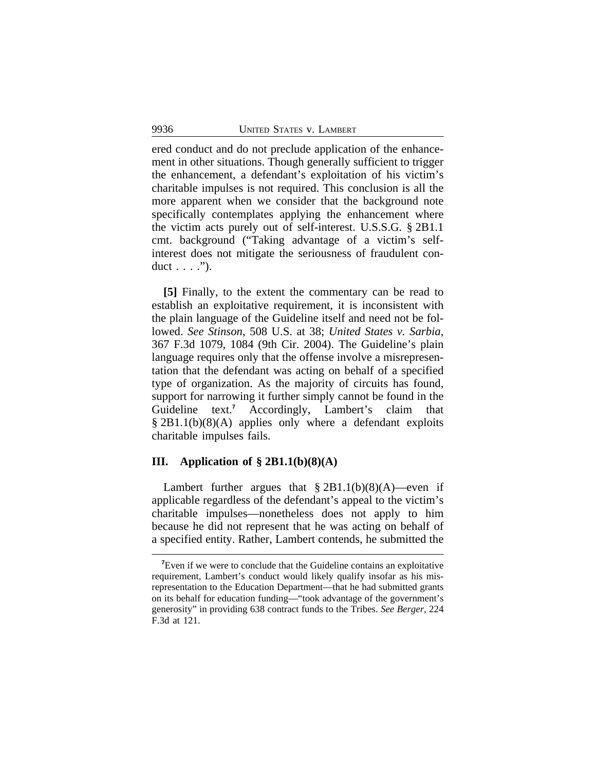ered conduct and do not preclude application of the enhancement in other situations. Though generally sufficient to trigger the enhancement, a defendant's exploitation of his victim's charitable impulses is not required. This conclusion is all the more apparent when we consider that the background note specifically contemplates applying the enhancement where the victim acts purely out of self-interest. U.S.S.G. § 2B1.1 cmt. background ("Taking advantage of a victim's self-interest does not mitigate the seriousness of fraudulent conduct . . . .").

**[5]** Finally, to the extent the commentary can be read to establish an exploitative requirement, it is inconsistent with the plain language of the Guideline itself and need not be followed. *See Stinson*, 508 U.S. at 38; *United States v. Sarbia*, 367 F.3d 1079, 1084 (9th Cir. 2004). The Guideline's plain language requires only that the offense involve a misrepresentation that the defendant was acting on behalf of a specified type of organization. As the majority of circuits has found, support for narrowing it further simply cannot be found in the Guideline text.[7] Accordingly, Lambert's claim that § 2B1.1(b)(8)(A) applies only where a defendant exploits charitable impulses fails.

## III. Application of § 2B1.1(b)(8)(A)

Lambert further argues that § 2B1.1(b)(8)(A)—even if applicable regardless of the defendant's appeal to the victim's charitable impulses—nonetheless does not apply to him because he did not represent that he was acting on behalf of a specified entity. Rather, Lambert contends, he submitted the

---

[7]Even if we were to conclude that the Guideline contains an exploitative requirement, Lambert's conduct would likely qualify insofar as his misrepresentation to the Education Department—that he had submitted grants on its behalf for education funding—"took advantage of the government's generosity" in providing 638 contract funds to the Tribes. *See Berger*, 224 F.3d at 121.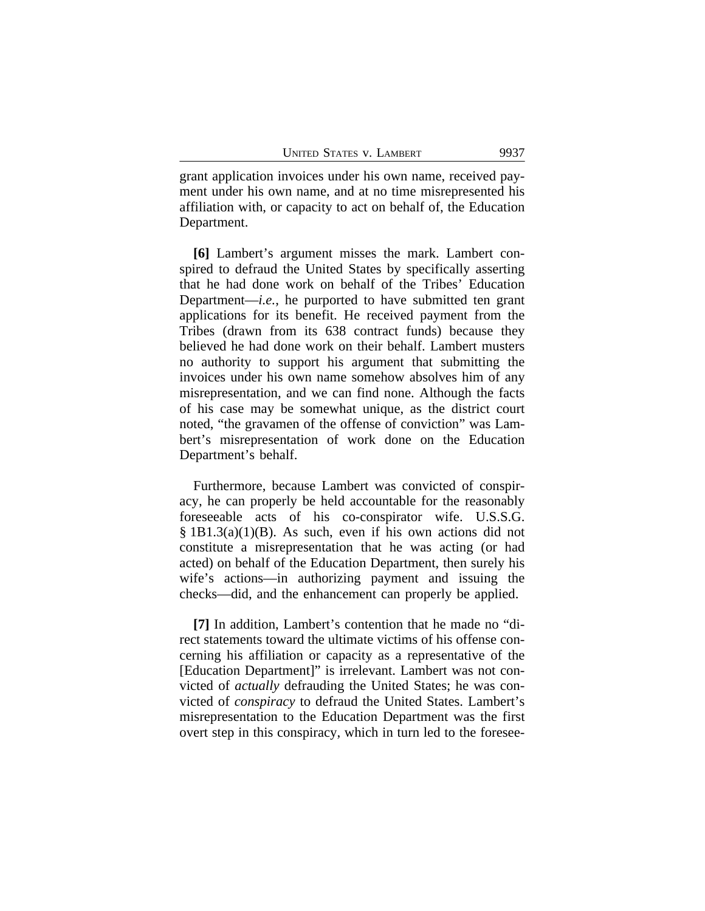grant application invoices under his own name, received payment under his own name, and at no time misrepresented his affiliation with, or capacity to act on behalf of, the Education Department.

**[6]** Lambert's argument misses the mark. Lambert conspired to defraud the United States by specifically asserting that he had done work on behalf of the Tribes' Education Department—*i.e.*, he purported to have submitted ten grant applications for its benefit. He received payment from the Tribes (drawn from its 638 contract funds) because they believed he had done work on their behalf. Lambert musters no authority to support his argument that submitting the invoices under his own name somehow absolves him of any misrepresentation, and we can find none. Although the facts of his case may be somewhat unique, as the district court noted, "the gravamen of the offense of conviction" was Lambert's misrepresentation of work done on the Education Department's behalf.

Furthermore, because Lambert was convicted of conspiracy, he can properly be held accountable for the reasonably foreseeable acts of his co-conspirator wife. U.S.S.G. § 1B1.3(a)(1)(B). As such, even if his own actions did not constitute a misrepresentation that he was acting (or had acted) on behalf of the Education Department, then surely his wife's actions—in authorizing payment and issuing the checks—did, and the enhancement can properly be applied.

**[7]** In addition, Lambert's contention that he made no "direct statements toward the ultimate victims of his offense concerning his affiliation or capacity as a representative of the [Education Department]" is irrelevant. Lambert was not convicted of *actually* defrauding the United States; he was convicted of *conspiracy* to defraud the United States. Lambert's misrepresentation to the Education Department was the first overt step in this conspiracy, which in turn led to the foresee-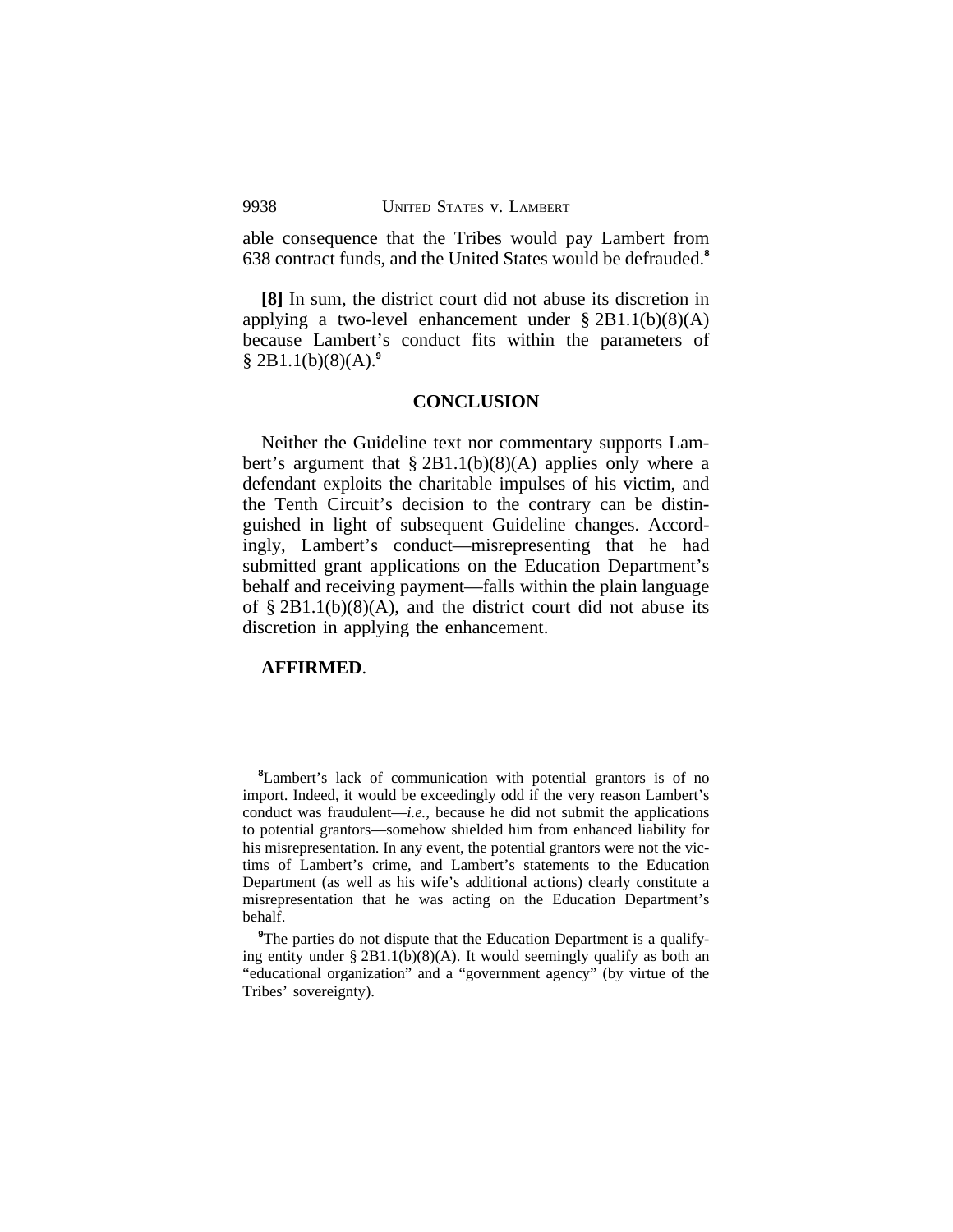able consequence that the Tribes would pay Lambert from 638 contract funds, and the United States would be defrauded.[8]

**[8]** In sum, the district court did not abuse its discretion in applying a two-level enhancement under § 2B1.1(b)(8)(A) because Lambert's conduct fits within the parameters of § 2B1.1(b)(8)(A).[9]

## CONCLUSION

Neither the Guideline text nor commentary supports Lambert's argument that § 2B1.1(b)(8)(A) applies only where a defendant exploits the charitable impulses of his victim, and the Tenth Circuit's decision to the contrary can be distinguished in light of subsequent Guideline changes. Accordingly, Lambert's conduct—misrepresenting that he had submitted grant applications on the Education Department's behalf and receiving payment—falls within the plain language of § 2B1.1(b)(8)(A), and the district court did not abuse its discretion in applying the enhancement.

**AFFIRMED**.

---

[8]Lambert's lack of communication with potential grantors is of no import. Indeed, it would be exceedingly odd if the very reason Lambert's conduct was fraudulent—*i.e.*, because he did not submit the applications to potential grantors—somehow shielded him from enhanced liability for his misrepresentation. In any event, the potential grantors were not the victims of Lambert's crime, and Lambert's statements to the Education Department (as well as his wife's additional actions) clearly constitute a misrepresentation that he was acting on the Education Department's behalf.

[9]The parties do not dispute that the Education Department is a qualifying entity under § 2B1.1(b)(8)(A). It would seemingly qualify as both an "educational organization" and a "government agency" (by virtue of the Tribes' sovereignty).